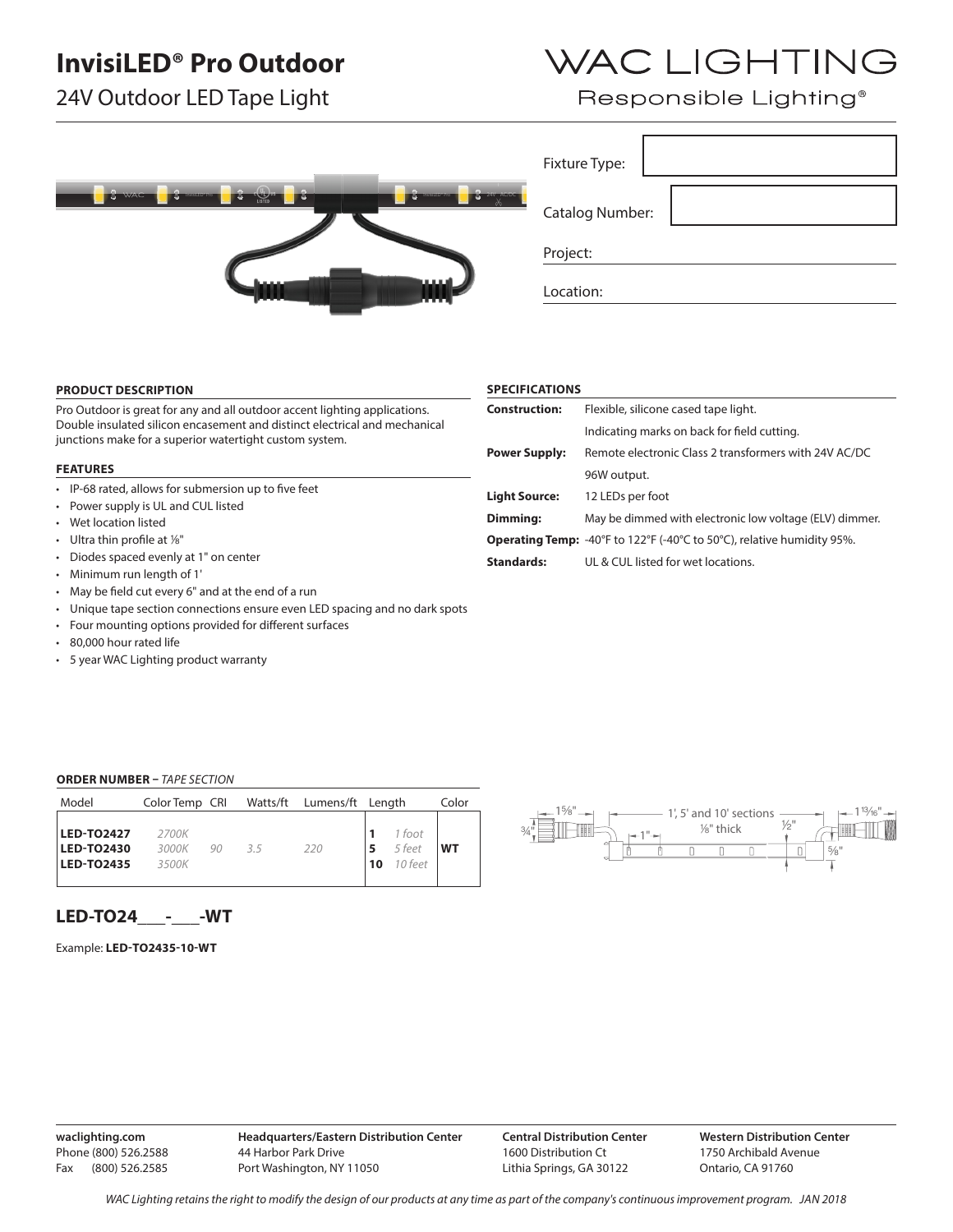# InvisiLED® Pro Outdoor

24V Outdoor LED Tape Light

WAC LIGHTING

Responsible Lighting®

Fixture Type:

Catalog Number:

Project:

Location:

## PRODUCT DESCRIPTION

Pro Outdoor is great for any and all outdoor accent lighting applications. Double insulated silicon encasement and distinct electrical and mechanical junctions make for a superior watertight custom system.

## FEATURES

- IP-68 rated, allows for submersion up to five feet
- Power supply is UL and CUL listed
- Wet location listed
- Ultra thin profile at ⅛"
- Diodes spaced evenly at 1" on center
- Minimum run length of 1'
- May be field cut every 6" and at the end of a run
- Unique tape section connections ensure even LED spacing and no dark spots
- Four mounting options provided for different surfaces
- 80,000 hour rated life
- 5 year WAC Lighting product warranty

## SPECIFICATIONS

| | |
|---|---|
| **Construction:** | Flexible, silicone cased tape light. |
| | Indicating marks on back for field cutting. |
| **Power Supply:** | Remote electronic Class 2 transformers with 24V AC/DC |
| | 96W output. |
| **Light Source:** | 12 LEDs per foot |
| **Dimming:** | May be dimmed with electronic low voltage (ELV) dimmer. |
| **Operating Temp:** | -40°F to 122°F (-40°C to 50°C), relative humidity 95%. |
| **Standards:** | UL & CUL listed for wet locations. |

## ORDER NUMBER – *TAPE SECTION*

| Model | Color Temp | CRI | Watts/ft | Lumens/ft | Length | Color |
|---|---|---|---|---|---|---|
| **LED-TO2427** | *2700K* | *90* | *3.5* | *220* | **1** *1 foot* | **WT** |
| **LED-TO2430** | *3000K* | | | | **5** *5 feet* | |
| **LED-TO2435** | *3500K* | | | | **10** *10 feet* | |

1⅝" | ¾" | 1', 5' and 10' sections | ⅛" thick | 1" | ½" | 1¹³⁄₁₆" | ⅝"

**LED-TO24___-___-WT**

Example: **LED-TO2435-10-WT**

**waclighting.com**
Phone (800) 526.2588
Fax (800) 526.2585

**Headquarters/Eastern Distribution Center**
44 Harbor Park Drive
Port Washington, NY 11050

**Central Distribution Center**
1600 Distribution Ct
Lithia Springs, GA 30122

**Western Distribution Center**
1750 Archibald Avenue
Ontario, CA 91760

*WAC Lighting retains the right to modify the design of our products at any time as part of the company's continuous improvement program. JAN 2018*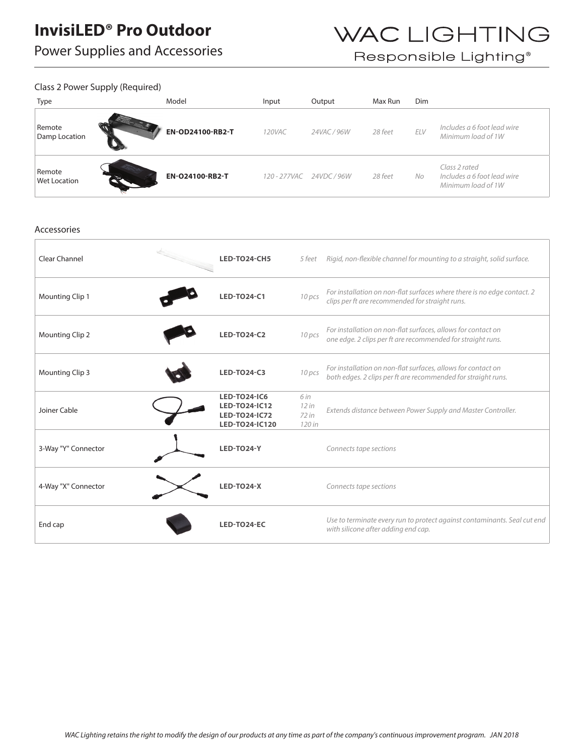# InvisiLED® Pro Outdoor

Power Supplies and Accessories

WAC LIGHTING
Responsible Lighting®

## Class 2 Power Supply (Required)

| Type | Model | Input | Output | Max Run | Dim | |
|---|---|---|---|---|---|---|
| Remote Damp Location | **EN-OD24100-RB2-T** | *120VAC* | *24VAC / 96W* | *28 feet* | *ELV* | *Includes a 6 foot lead wire Minimum load of 1W* |
| Remote Wet Location | **EN-O24100-RB2-T** | *120 - 277VAC* | *24VDC / 96W* | *28 feet* | *No* | *Class 2 rated Includes a 6 foot lead wire Minimum load of 1W* |

## Accessories

| | | | |
|---|---|---|---|
| Clear Channel | **LED-TO24-CH5** | *5 feet* | *Rigid, non-flexible channel for mounting to a straight, solid surface.* |
| Mounting Clip 1 | **LED-TO24-C1** | *10 pcs* | *For installation on non-flat surfaces where there is no edge contact. 2 clips per ft are recommended for straight runs.* |
| Mounting Clip 2 | **LED-TO24-C2** | *10 pcs* | *For installation on non-flat surfaces, allows for contact on one edge. 2 clips per ft are recommended for straight runs.* |
| Mounting Clip 3 | **LED-TO24-C3** | *10 pcs* | *For installation on non-flat surfaces, allows for contact on both edges. 2 clips per ft are recommended for straight runs.* |
| Joiner Cable | **LED-TO24-IC6**<br>**LED-TO24-IC12**<br>**LED-TO24-IC72**<br>**LED-TO24-IC120** | *6 in*<br>*12 in*<br>*72 in*<br>*120 in* | *Extends distance between Power Supply and Master Controller.* |
| 3-Way "Y" Connector | **LED-TO24-Y** | | *Connects tape sections* |
| 4-Way "X" Connector | **LED-TO24-X** | | *Connects tape sections* |
| End cap | **LED-TO24-EC** | | *Use to terminate every run to protect against contaminants. Seal cut end with silicone after adding end cap.* |

*WAC Lighting retains the right to modify the design of our products at any time as part of the company's continuous improvement program. JAN 2018*